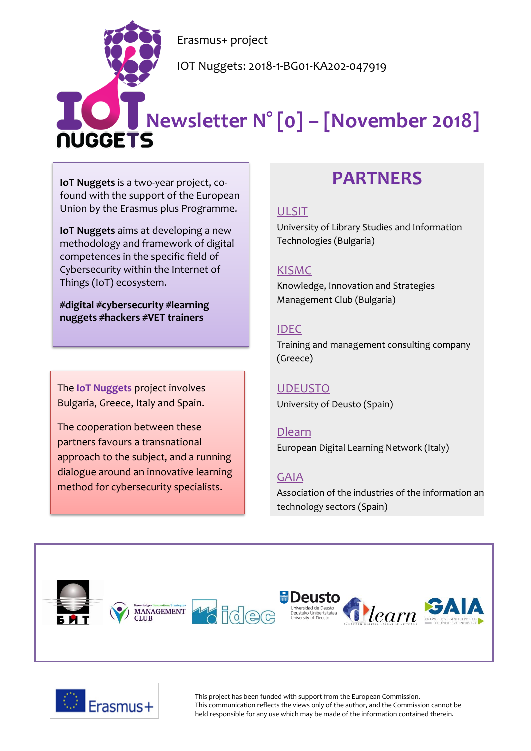Erasmus+ project

IOT Nuggets: 2018-1-BG01-KA202-047919

# Newsletter N° [0] – [November 2018]

**IoT Nuggets** is a two-year project, co-found with the support of the European Union by the Erasmus plus Programme.

**IoT Nuggets** aims at developing a new methodology and framework of digital competences in the specific field of Cybersecurity within the Internet of Things (IoT) ecosystem.

**#digital #cybersecurity #learning nuggets #hackers #VET trainers**

The **IoT Nuggets** project involves Bulgaria, Greece, Italy and Spain.

The cooperation between these partners favours a transnational approach to the subject, and a running dialogue around an innovative learning method for cybersecurity specialists.

## PARTNERS

ULSIT
University of Library Studies and Information Technologies (Bulgaria)

KISMC
Knowledge, Innovation and Strategies Management Club (Bulgaria)

IDEC
Training and management consulting company (Greece)

UDEUSTO
University of Deusto (Spain)

Dlearn
European Digital Learning Network (Italy)

GAIA
Association of the industries of the information an technology sectors (Spain)

This project has been funded with support from the European Commission.
This communication reflects the views only of the author, and the Commission cannot be held responsible for any use which may be made of the information contained therein.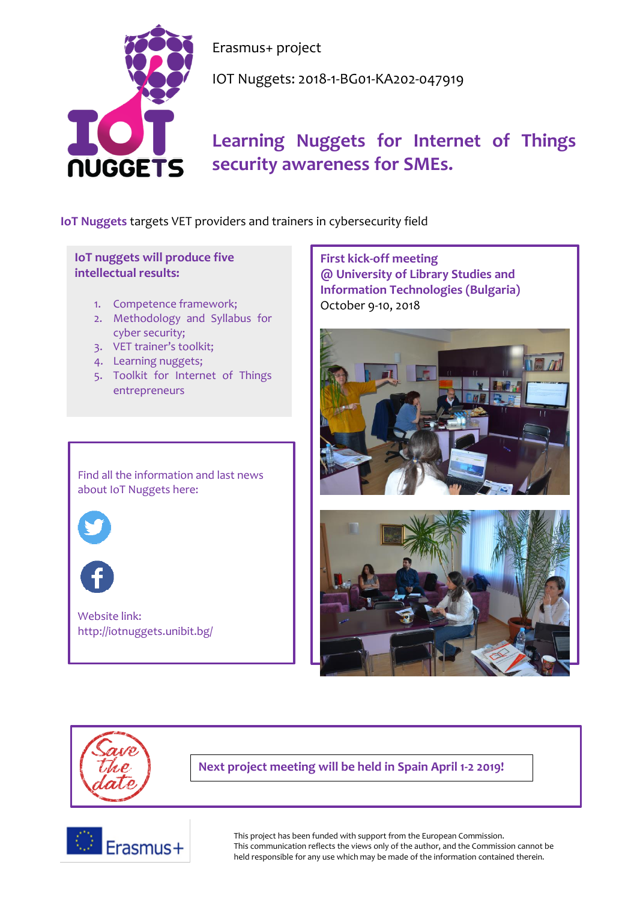Erasmus+ project

IOT Nuggets: 2018-1-BG01-KA202-047919

# Learning Nuggets for Internet of Things security awareness for SMEs.

**IoT Nuggets** targets VET providers and trainers in cybersecurity field

**IoT nuggets will produce five intellectual results:**

1. Competence framework;
2. Methodology and Syllabus for cyber security;
3. VET trainer's toolkit;
4. Learning nuggets;
5. Toolkit for Internet of Things entrepreneurs

**First kick-off meeting**
**@ University of Library Studies and Information Technologies (Bulgaria)**
October 9-10, 2018

Find all the information and last news about IoT Nuggets here:

Website link:
http://iotnuggets.unibit.bg/

Save the date

**Next project meeting will be held in Spain April 1-2 2019!**

Erasmus+

This project has been funded with support from the European Commission.
This communication reflects the views only of the author, and the Commission cannot be held responsible for any use which may be made of the information contained therein.